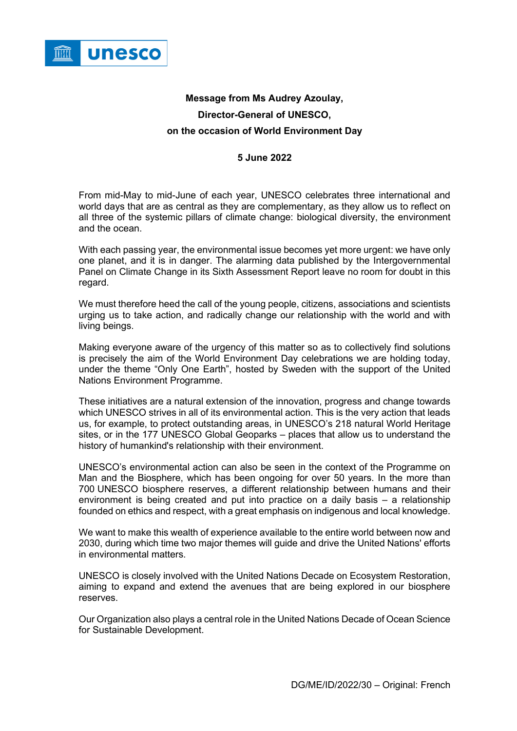**Message from Ms Audrey Azoulay,**

**Director-General of UNESCO,**

**on the occasion of World Environment Day**

**5 June 2022**

From mid-May to mid-June of each year, UNESCO celebrates three international and world days that are as central as they are complementary, as they allow us to reflect on all three of the systemic pillars of climate change: biological diversity, the environment and the ocean.

With each passing year, the environmental issue becomes yet more urgent: we have only one planet, and it is in danger. The alarming data published by the Intergovernmental Panel on Climate Change in its Sixth Assessment Report leave no room for doubt in this regard.

We must therefore heed the call of the young people, citizens, associations and scientists urging us to take action, and radically change our relationship with the world and with living beings.

Making everyone aware of the urgency of this matter so as to collectively find solutions is precisely the aim of the World Environment Day celebrations we are holding today, under the theme "Only One Earth", hosted by Sweden with the support of the United Nations Environment Programme.

These initiatives are a natural extension of the innovation, progress and change towards which UNESCO strives in all of its environmental action. This is the very action that leads us, for example, to protect outstanding areas, in UNESCO's 218 natural World Heritage sites, or in the 177 UNESCO Global Geoparks – places that allow us to understand the history of humankind's relationship with their environment.

UNESCO's environmental action can also be seen in the context of the Programme on Man and the Biosphere, which has been ongoing for over 50 years. In the more than 700 UNESCO biosphere reserves, a different relationship between humans and their environment is being created and put into practice on a daily basis – a relationship founded on ethics and respect, with a great emphasis on indigenous and local knowledge.

We want to make this wealth of experience available to the entire world between now and 2030, during which time two major themes will guide and drive the United Nations' efforts in environmental matters.

UNESCO is closely involved with the United Nations Decade on Ecosystem Restoration, aiming to expand and extend the avenues that are being explored in our biosphere reserves.

Our Organization also plays a central role in the United Nations Decade of Ocean Science for Sustainable Development.

DG/ME/ID/2022/30 – Original: French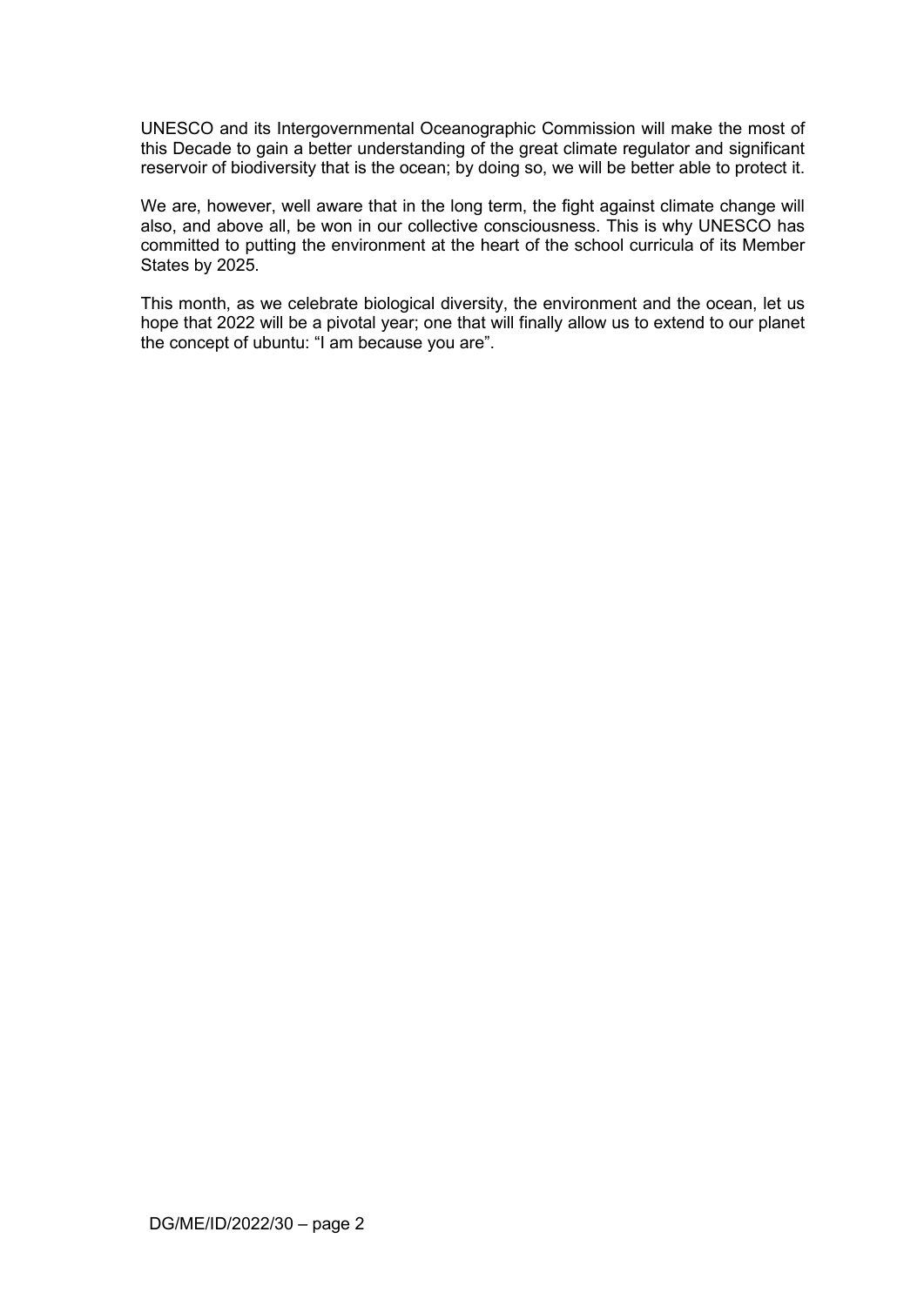UNESCO and its Intergovernmental Oceanographic Commission will make the most of this Decade to gain a better understanding of the great climate regulator and significant reservoir of biodiversity that is the ocean; by doing so, we will be better able to protect it.

We are, however, well aware that in the long term, the fight against climate change will also, and above all, be won in our collective consciousness. This is why UNESCO has committed to putting the environment at the heart of the school curricula of its Member States by 2025.

This month, as we celebrate biological diversity, the environment and the ocean, let us hope that 2022 will be a pivotal year; one that will finally allow us to extend to our planet the concept of ubuntu: "I am because you are".